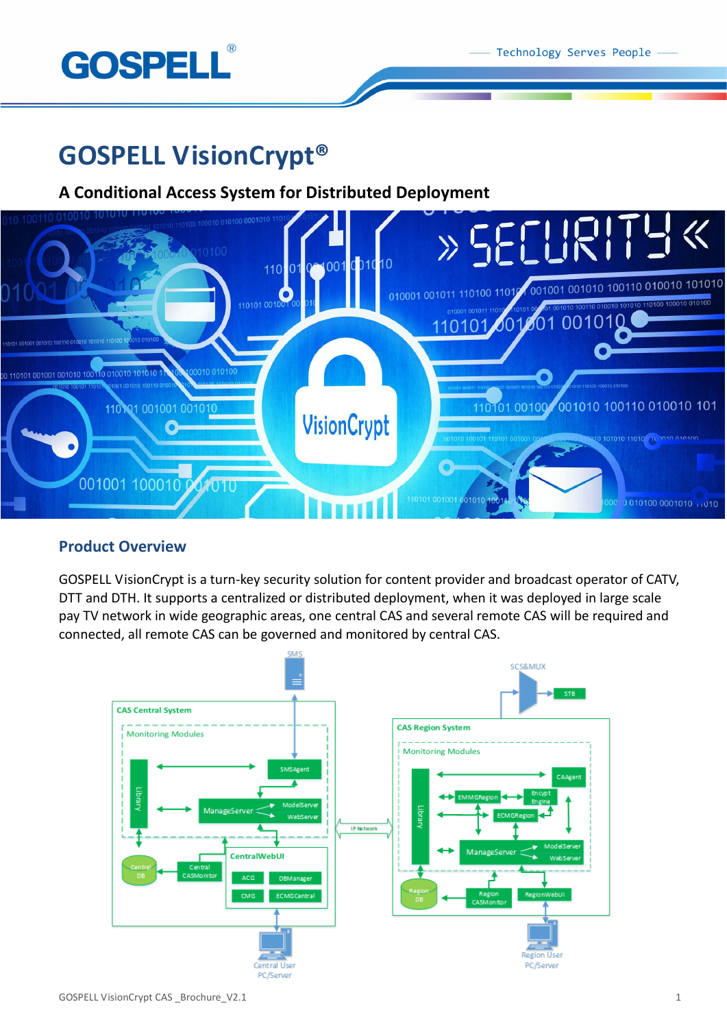# GOSPELL VisionCrypt®

## A Conditional Access System for Distributed Deployment

### Product Overview

GOSPELL VisionCrypt is a turn-key security solution for content provider and broadcast operator of CATV, DTT and DTH. It supports a centralized or distributed deployment, when it was deployed in large scale pay TV network in wide geographic areas, one central CAS and several remote CAS will be required and connected, all remote CAS can be governed and monitored by central CAS.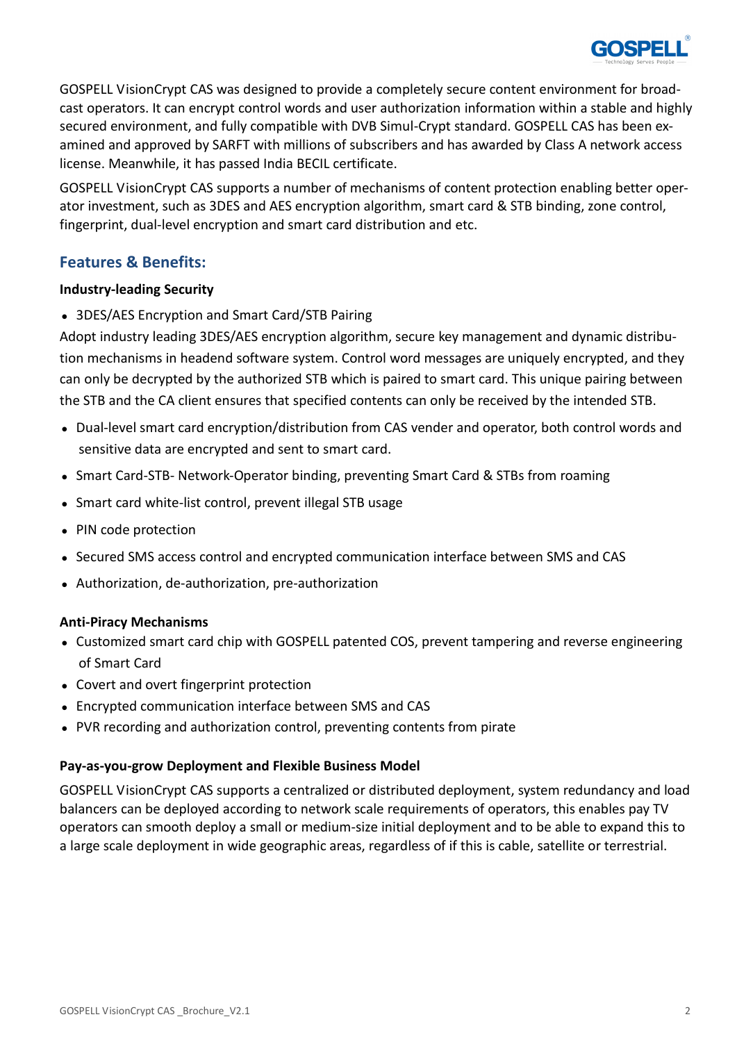GOSPELL VisionCrypt CAS was designed to provide a completely secure content environment for broadcast operators. It can encrypt control words and user authorization information within a stable and highly secured environment, and fully compatible with DVB Simul-Crypt standard. GOSPELL CAS has been examined and approved by SARFT with millions of subscribers and has awarded by Class A network access license. Meanwhile, it has passed India BECIL certificate.

GOSPELL VisionCrypt CAS supports a number of mechanisms of content protection enabling better operator investment, such as 3DES and AES encryption algorithm, smart card & STB binding, zone control, fingerprint, dual-level encryption and smart card distribution and etc.

## Features & Benefits:

**Industry-leading Security**

- 3DES/AES Encryption and Smart Card/STB Pairing

Adopt industry leading 3DES/AES encryption algorithm, secure key management and dynamic distribution mechanisms in headend software system. Control word messages are uniquely encrypted, and they can only be decrypted by the authorized STB which is paired to smart card. This unique pairing between the STB and the CA client ensures that specified contents can only be received by the intended STB.

- Dual-level smart card encryption/distribution from CAS vender and operator, both control words and sensitive data are encrypted and sent to smart card.
- Smart Card-STB- Network-Operator binding, preventing Smart Card & STBs from roaming
- Smart card white-list control, prevent illegal STB usage
- PIN code protection
- Secured SMS access control and encrypted communication interface between SMS and CAS
- Authorization, de-authorization, pre-authorization

**Anti-Piracy Mechanisms**

- Customized smart card chip with GOSPELL patented COS, prevent tampering and reverse engineering of Smart Card
- Covert and overt fingerprint protection
- Encrypted communication interface between SMS and CAS
- PVR recording and authorization control, preventing contents from pirate

**Pay-as-you-grow Deployment and Flexible Business Model**

GOSPELL VisionCrypt CAS supports a centralized or distributed deployment, system redundancy and load balancers can be deployed according to network scale requirements of operators, this enables pay TV operators can smooth deploy a small or medium-size initial deployment and to be able to expand this to a large scale deployment in wide geographic areas, regardless of if this is cable, satellite or terrestrial.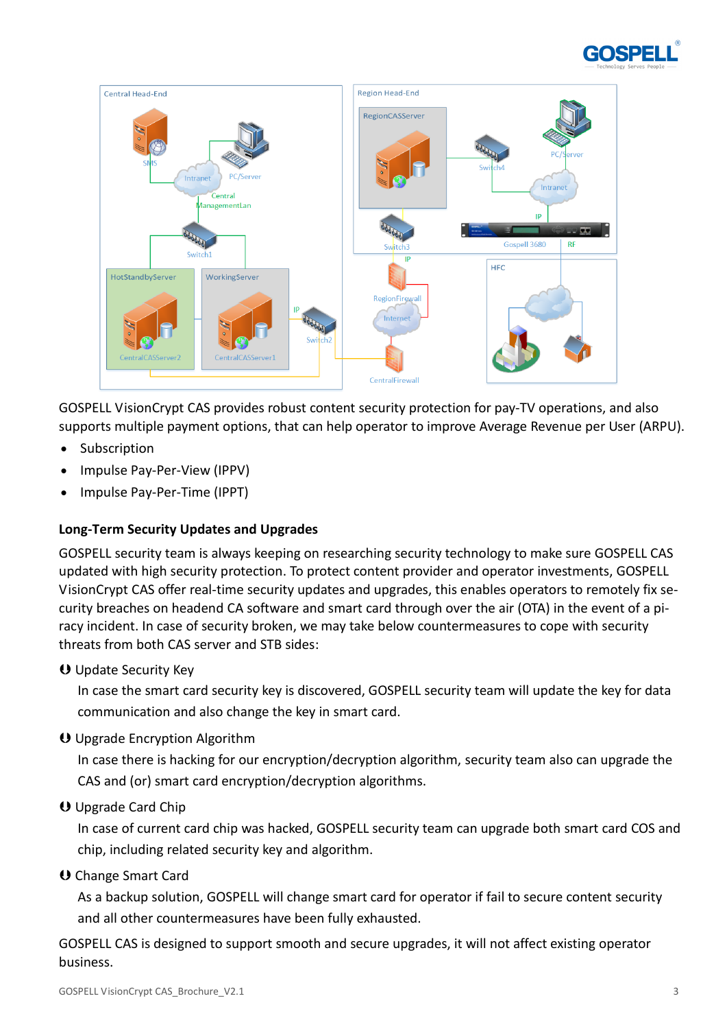GOSPELL VisionCrypt CAS provides robust content security protection for pay-TV operations, and also supports multiple payment options, that can help operator to improve Average Revenue per User (ARPU).

- Subscription
- Impulse Pay-Per-View (IPPV)
- Impulse Pay-Per-Time (IPPT)

**Long-Term Security Updates and Upgrades**

GOSPELL security team is always keeping on researching security technology to make sure GOSPELL CAS updated with high security protection. To protect content provider and operator investments, GOSPELL VisionCrypt CAS offer real-time security updates and upgrades, this enables operators to remotely fix security breaches on headend CA software and smart card through over the air (OTA) in the event of a piracy incident. In case of security broken, we may take below countermeasures to cope with security threats from both CAS server and STB sides:

- Update Security Key

  In case the smart card security key is discovered, GOSPELL security team will update the key for data communication and also change the key in smart card.

- Upgrade Encryption Algorithm

  In case there is hacking for our encryption/decryption algorithm, security team also can upgrade the CAS and (or) smart card encryption/decryption algorithms.

- Upgrade Card Chip

  In case of current card chip was hacked, GOSPELL security team can upgrade both smart card COS and chip, including related security key and algorithm.

- Change Smart Card

  As a backup solution, GOSPELL will change smart card for operator if fail to secure content security and all other countermeasures have been fully exhausted.

GOSPELL CAS is designed to support smooth and secure upgrades, it will not affect existing operator business.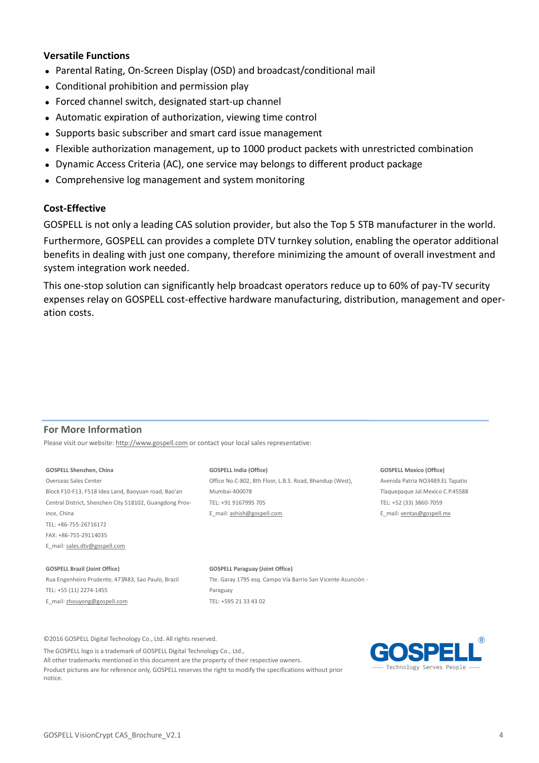### Versatile Functions

- Parental Rating, On-Screen Display (OSD) and broadcast/conditional mail
- Conditional prohibition and permission play
- Forced channel switch, designated start-up channel
- Automatic expiration of authorization, viewing time control
- Supports basic subscriber and smart card issue management
- Flexible authorization management, up to 1000 product packets with unrestricted combination
- Dynamic Access Criteria (AC), one service may belongs to different product package
- Comprehensive log management and system monitoring

### Cost-Effective

GOSPELL is not only a leading CAS solution provider, but also the Top 5 STB manufacturer in the world. Furthermore, GOSPELL can provides a complete DTV turnkey solution, enabling the operator additional benefits in dealing with just one company, therefore minimizing the amount of overall investment and system integration work needed.

This one-stop solution can significantly help broadcast operators reduce up to 60% of pay-TV security expenses relay on GOSPELL cost-effective hardware manufacturing, distribution, management and operation costs.

## For More Information

Please visit our website: http://www.gospell.com or contact your local sales representative:

**GOSPELL Shenzhen, China**
Overseas Sales Center
Block F10-F13, F518 Idea Land, Baoyuan road, Bao'an Central District, Shenzhen City 518102, Guangdong Province, China
TEL: +86-755-26716172
FAX: +86-755-29114035
E_mail: sales.dtv@gospell.com

**GOSPELL India (Office)**
Office No.C-802, 8th Floor, L.B.S. Road, Bhandup (West), Mumbai-400078
TEL: +91 9167995 705
E_mail: ashish@gospell.com

**GOSPELL Mexico (Office)**
Avenida Patria NO3489.EL Tapatio Tlaquepaque Jal.Mexico C.P.45588
TEL: +52 (33) 3860-7059
E_mail: ventas@gospell.mx

**GOSPELL Brazil (Joint Office)**
Rua Engenheiro Prudente, 477/483, Sao Paulo, Brazil
TEL: +55 (11) 2274-1455
E_mail: zhouyong@gospell.com

**GOSPELL Paraguay (Joint Office)**
Tte. Garay 1795 esq. Campo Vía Barrio San Vicente Asunción - Paraguay
TEL: +595 21 33 43 02

©2016 GOSPELL Digital Technology Co., Ltd. All rights reserved.

The GOSPELL logo is a trademark of GOSPELL Digital Technology Co., Ltd.,
All other trademarks mentioned in this document are the property of their respective owners.
Product pictures are for reference only, GOSPELL reserves the right to modify the specifications without prior notice.

GOSPELL®
Technology Serves People